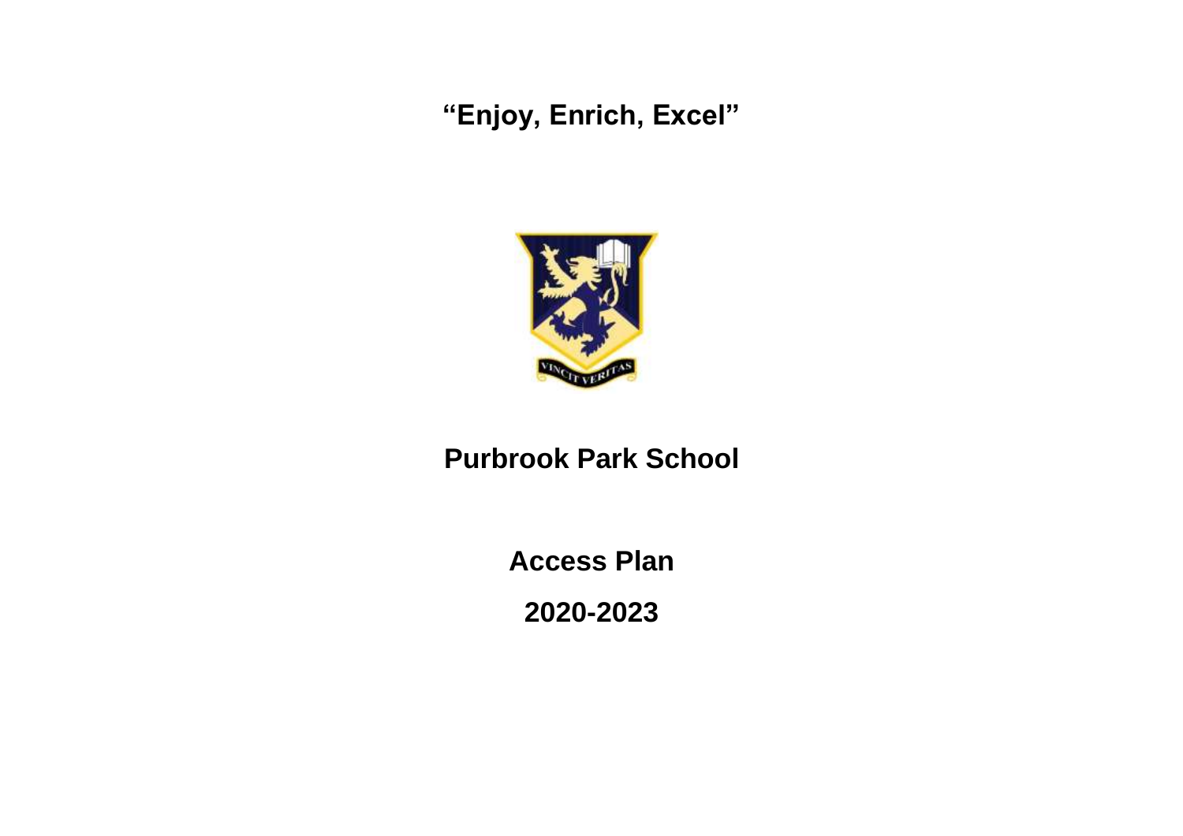**"Enjoy, Enrich, Excel"**

# Purbrook Park School

## Access Plan

## 2020-2023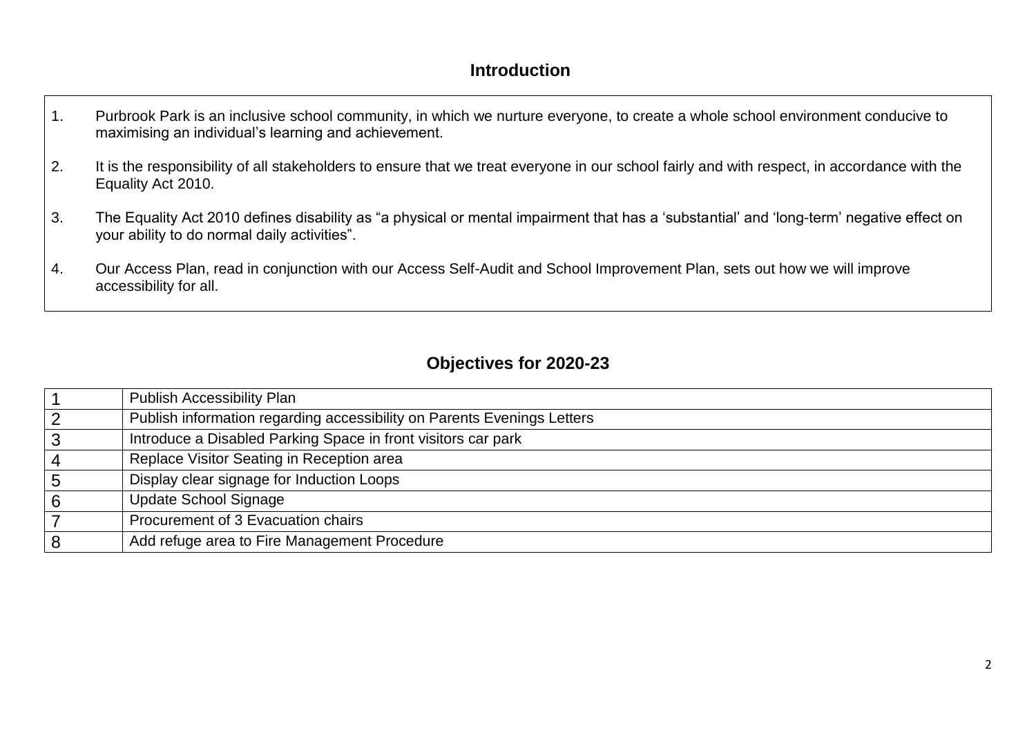## Introduction

1. Purbrook Park is an inclusive school community, in which we nurture everyone, to create a whole school environment conducive to maximising an individual's learning and achievement.

2. It is the responsibility of all stakeholders to ensure that we treat everyone in our school fairly and with respect, in accordance with the Equality Act 2010.

3. The Equality Act 2010 defines disability as "a physical or mental impairment that has a 'substantial' and 'long-term' negative effect on your ability to do normal daily activities".

4. Our Access Plan, read in conjunction with our Access Self-Audit and School Improvement Plan, sets out how we will improve accessibility for all.

## Objectives for 2020-23

| | |
|---|---|
| 1 | Publish Accessibility Plan |
| 2 | Publish information regarding accessibility on Parents Evenings Letters |
| 3 | Introduce a Disabled Parking Space in front visitors car park |
| 4 | Replace Visitor Seating in Reception area |
| 5 | Display clear signage for Induction Loops |
| 6 | Update School Signage |
| 7 | Procurement of 3 Evacuation chairs |
| 8 | Add refuge area to Fire Management Procedure |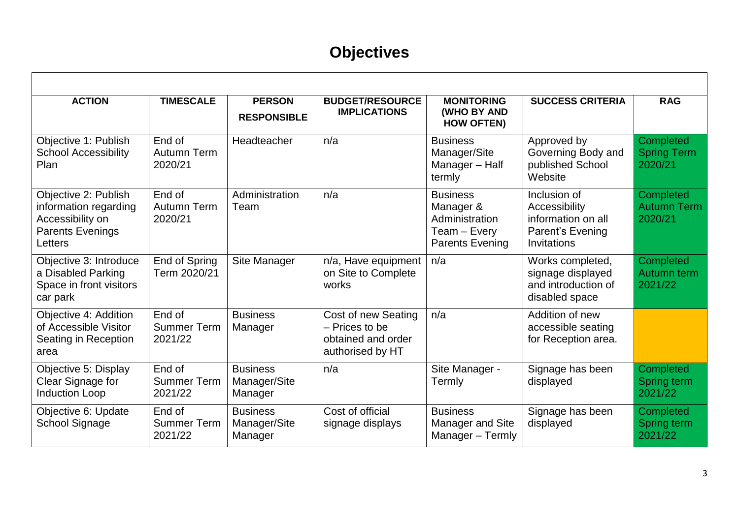# Objectives

| ACTION | TIMESCALE | PERSON RESPONSIBLE | BUDGET/RESOURCE IMPLICATIONS | MONITORING (WHO BY AND HOW OFTEN) | SUCCESS CRITERIA | RAG |
|---|---|---|---|---|---|---|
| Objective 1: Publish School Accessibility Plan | End of Autumn Term 2020/21 | Headteacher | n/a | Business Manager/Site Manager – Half termly | Approved by Governing Body and published School Website | Completed Spring Term 2020/21 |
| Objective 2: Publish information regarding Accessibility on Parents Evenings Letters | End of Autumn Term 2020/21 | Administration Team | n/a | Business Manager & Administration Team – Every Parents Evening | Inclusion of Accessibility information on all Parent's Evening Invitations | Completed Autumn Term 2020/21 |
| Objective 3: Introduce a Disabled Parking Space in front visitors car park | End of Spring Term 2020/21 | Site Manager | n/a, Have equipment on Site to Complete works | n/a | Works completed, signage displayed and introduction of disabled space | Completed Autumn term 2021/22 |
| Objective 4: Addition of Accessible Visitor Seating in Reception area | End of Summer Term 2021/22 | Business Manager | Cost of new Seating – Prices to be obtained and order authorised by HT | n/a | Addition of new accessible seating for Reception area. | |
| Objective 5: Display Clear Signage for Induction Loop | End of Summer Term 2021/22 | Business Manager/Site Manager | n/a | Site Manager - Termly | Signage has been displayed | Completed Spring term 2021/22 |
| Objective 6: Update School Signage | End of Summer Term 2021/22 | Business Manager/Site Manager | Cost of official signage displays | Business Manager and Site Manager – Termly | Signage has been displayed | Completed Spring term 2021/22 |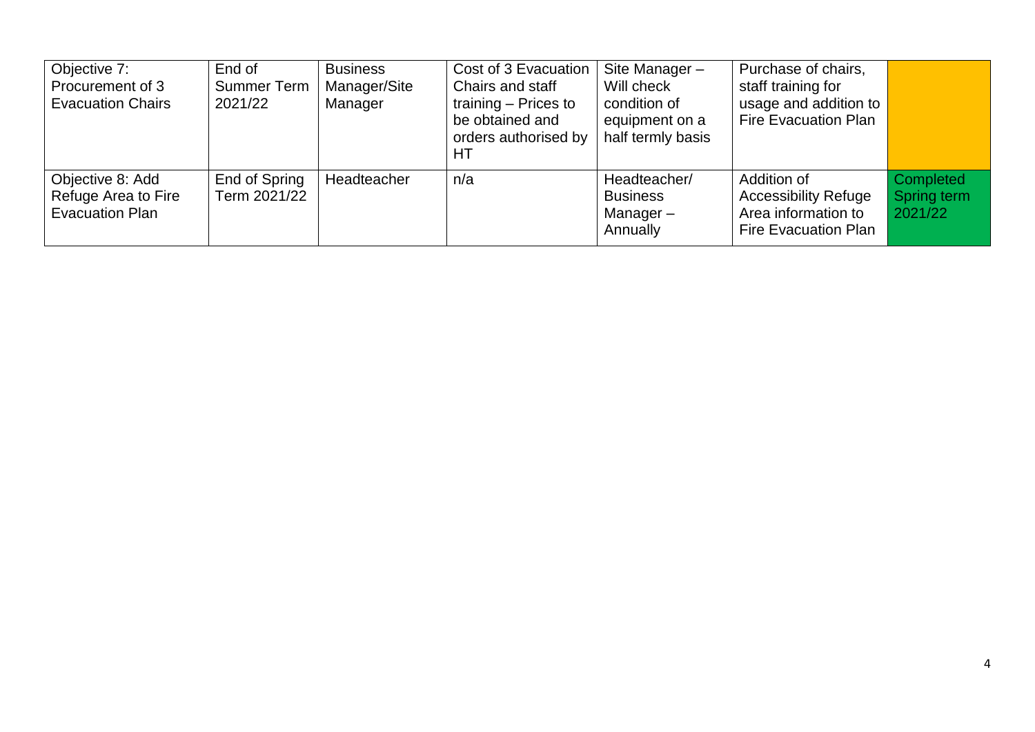| | | | | | | |
|---|---|---|---|---|---|---|
| Objective 7: Procurement of 3 Evacuation Chairs | End of Summer Term 2021/22 | Business Manager/Site Manager | Cost of 3 Evacuation Chairs and staff training – Prices to be obtained and orders authorised by HT | Site Manager – Will check condition of equipment on a half termly basis | Purchase of chairs, staff training for usage and addition to Fire Evacuation Plan | |
| Objective 8: Add Refuge Area to Fire Evacuation Plan | End of Spring Term 2021/22 | Headteacher | n/a | Headteacher/ Business Manager – Annually | Addition of Accessibility Refuge Area information to Fire Evacuation Plan | Completed Spring term 2021/22 |